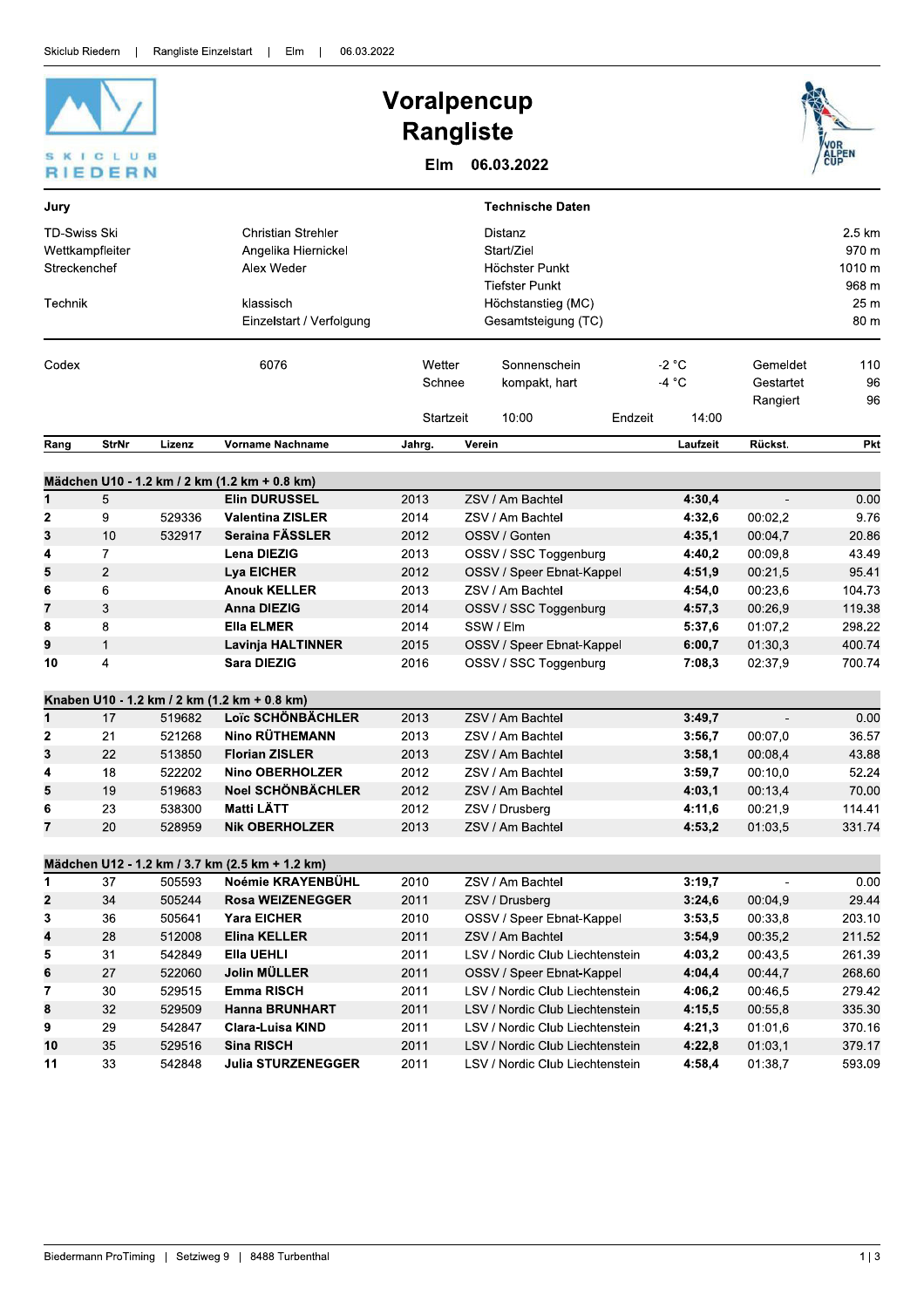# Voralpencup Rangliste

**Elm 06.03.2022**

| Jury | |
|---|---|
| TD-Swiss Ski | Christian Strehler |
| Wettkampfleiter | Angelika Hiernickel |
| Streckenchef | Alex Weder |
| Technik | klassisch |
| | Einzelstart / Verfolgung |

| Technische Daten | |
|---|---|
| Distanz | 2.5 km |
| Start/Ziel | 970 m |
| Höchster Punkt | 1010 m |
| Tiefster Punkt | 968 m |
| Höchstanstieg (MC) | 25 m |
| Gesamtsteigung (TC) | 80 m |

Codex 6076

| Wetter | Sonnenschein | -2 °C | Gemeldet | 110 |
|---|---|---|---|---|
| Schnee | kompakt, hart | -4 °C | Gestartet | 96 |
| | | | Rangiert | 96 |

Startzeit 10:00 Endzeit 14:00

| Rang | StrNr | Lizenz | Vorname Nachname | Jahrg. | Verein | Laufzeit | Rückst. | Pkt |
|---|---|---|---|---|---|---|---|---|
| **Mädchen U10 - 1.2 km / 2 km (1.2 km + 0.8 km)** | | | | | | | | |
| 1 | 5 | | **Elin DURUSSEL** | 2013 | ZSV / Am Bachtel | **4:30,4** | - | 0.00 |
| 2 | 9 | 529336 | **Valentina ZISLER** | 2014 | ZSV / Am Bachtel | **4:32,6** | 00:02,2 | 9.76 |
| 3 | 10 | 532917 | **Seraina FÄSSLER** | 2012 | OSSV / Gonten | **4:35,1** | 00:04,7 | 20.86 |
| 4 | 7 | | **Lena DIEZIG** | 2013 | OSSV / SSC Toggenburg | **4:40,2** | 00:09,8 | 43.49 |
| 5 | 2 | | **Lya EICHER** | 2012 | OSSV / Speer Ebnat-Kappel | **4:51,9** | 00:21,5 | 95.41 |
| 6 | 6 | | **Anouk KELLER** | 2013 | ZSV / Am Bachtel | **4:54,0** | 00:23,6 | 104.73 |
| 7 | 3 | | **Anna DIEZIG** | 2014 | OSSV / SSC Toggenburg | **4:57,3** | 00:26,9 | 119.38 |
| 8 | 8 | | **Ella ELMER** | 2014 | SSW / Elm | **5:37,6** | 01:07,2 | 298.22 |
| 9 | 1 | | **Lavinja HALTINNER** | 2015 | OSSV / Speer Ebnat-Kappel | **6:00,7** | 01:30,3 | 400.74 |
| 10 | 4 | | **Sara DIEZIG** | 2016 | OSSV / SSC Toggenburg | **7:08,3** | 02:37,9 | 700.74 |
| **Knaben U10 - 1.2 km / 2 km (1.2 km + 0.8 km)** | | | | | | | | |
| 1 | 17 | 519682 | **Loïc SCHÖNBÄCHLER** | 2013 | ZSV / Am Bachtel | **3:49,7** | - | 0.00 |
| 2 | 21 | 521268 | **Nino RÜTHEMANN** | 2013 | ZSV / Am Bachtel | **3:56,7** | 00:07,0 | 36.57 |
| 3 | 22 | 513850 | **Florian ZISLER** | 2013 | ZSV / Am Bachtel | **3:58,1** | 00:08,4 | 43.88 |
| 4 | 18 | 522202 | **Nino OBERHOLZER** | 2012 | ZSV / Am Bachtel | **3:59,7** | 00:10,0 | 52.24 |
| 5 | 19 | 519683 | **Noel SCHÖNBÄCHLER** | 2012 | ZSV / Am Bachtel | **4:03,1** | 00:13,4 | 70.00 |
| 6 | 23 | 538300 | **Matti LÄTT** | 2012 | ZSV / Drusberg | **4:11,6** | 00:21,9 | 114.41 |
| 7 | 20 | 528959 | **Nik OBERHOLZER** | 2013 | ZSV / Am Bachtel | **4:53,2** | 01:03,5 | 331.74 |
| **Mädchen U12 - 1.2 km / 3.7 km (2.5 km + 1.2 km)** | | | | | | | | |
| 1 | 37 | 505593 | **Noémie KRAYENBÜHL** | 2010 | ZSV / Am Bachtel | **3:19,7** | - | 0.00 |
| 2 | 34 | 505244 | **Rosa WEIZENEGGER** | 2011 | ZSV / Drusberg | **3:24,6** | 00:04,9 | 29.44 |
| 3 | 36 | 505641 | **Yara EICHER** | 2010 | OSSV / Speer Ebnat-Kappel | **3:53,5** | 00:33,8 | 203.10 |
| 4 | 28 | 512008 | **Elina KELLER** | 2011 | ZSV / Am Bachtel | **3:54,9** | 00:35,2 | 211.52 |
| 5 | 31 | 542849 | **Ella UEHLI** | 2011 | LSV / Nordic Club Liechtenstein | **4:03,2** | 00:43,5 | 261.39 |
| 6 | 27 | 522060 | **Jolin MÜLLER** | 2011 | OSSV / Speer Ebnat-Kappel | **4:04,4** | 00:44,7 | 268.60 |
| 7 | 30 | 529515 | **Emma RISCH** | 2011 | LSV / Nordic Club Liechtenstein | **4:06,2** | 00:46,5 | 279.42 |
| 8 | 32 | 529509 | **Hanna BRUNHART** | 2011 | LSV / Nordic Club Liechtenstein | **4:15,5** | 00:55,8 | 335.30 |
| 9 | 29 | 542847 | **Clara-Luisa KIND** | 2011 | LSV / Nordic Club Liechtenstein | **4:21,3** | 01:01,6 | 370.16 |
| 10 | 35 | 529516 | **Sina RISCH** | 2011 | LSV / Nordic Club Liechtenstein | **4:22,8** | 01:03,1 | 379.17 |
| 11 | 33 | 542848 | **Julia STURZENEGGER** | 2011 | LSV / Nordic Club Liechtenstein | **4:58,4** | 01:38,7 | 593.09 |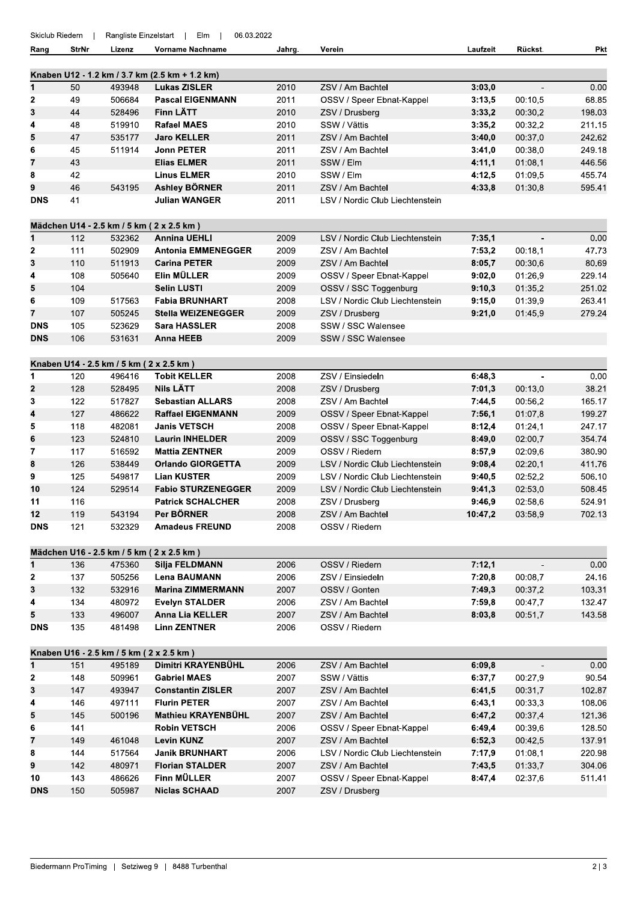| Rang | StrNr | Lizenz | Vorname Nachname | Jahrg. | Verein | Laufzeit | Rückst. | Pkt |
|---|---|---|---|---|---|---|---|---|
| **Knaben U12 - 1.2 km / 3.7 km (2.5 km + 1.2 km)** | | | | | | | | |
| 1 | 50 | 493948 | **Lukas ZISLER** | 2010 | ZSV / Am Bachtel | **3:03,0** | - | 0.00 |
| 2 | 49 | 506684 | **Pascal EIGENMANN** | 2011 | OSSV / Speer Ebnat-Kappel | **3:13,5** | 00:10,5 | 68.85 |
| 3 | 44 | 528496 | **Finn LÄTT** | 2010 | ZSV / Drusberg | **3:33,2** | 00:30,2 | 198.03 |
| 4 | 48 | 519910 | **Rafael MAES** | 2010 | SSW / Vättis | **3:35,2** | 00:32,2 | 211.15 |
| 5 | 47 | 535177 | **Jaro KELLER** | 2011 | ZSV / Am Bachtel | **3:40,0** | 00:37,0 | 242.62 |
| 6 | 45 | 511914 | **Jonn PETER** | 2011 | ZSV / Am Bachtel | **3:41,0** | 00:38,0 | 249.18 |
| 7 | 43 | | **Elias ELMER** | 2011 | SSW / Elm | **4:11,1** | 01:08,1 | 446.56 |
| 8 | 42 | | **Linus ELMER** | 2010 | SSW / Elm | **4:12,5** | 01:09,5 | 455.74 |
| 9 | 46 | 543195 | **Ashley BÖRNER** | 2011 | ZSV / Am Bachtel | **4:33,8** | 01:30,8 | 595.41 |
| DNS | 41 | | **Julian WANGER** | 2011 | LSV / Nordic Club Liechtenstein | | | |
| **Mädchen U14 - 2.5 km / 5 km ( 2 x 2.5 km )** | | | | | | | | |
| 1 | 112 | 532362 | **Annina UEHLI** | 2009 | LSV / Nordic Club Liechtenstein | **7:35,1** | - | 0.00 |
| 2 | 111 | 502909 | **Antonia EMMENEGGER** | 2009 | ZSV / Am Bachtel | **7:53,2** | 00:18,1 | 47.73 |
| 3 | 110 | 511913 | **Carina PETER** | 2009 | ZSV / Am Bachtel | **8:05,7** | 00:30,6 | 80.69 |
| 4 | 108 | 505640 | **Elin MÜLLER** | 2009 | OSSV / Speer Ebnat-Kappel | **9:02,0** | 01:26,9 | 229.14 |
| 5 | 104 | | **Selin LUSTI** | 2009 | OSSV / SSC Toggenburg | **9:10,3** | 01:35,2 | 251.02 |
| 6 | 109 | 517563 | **Fabia BRUNHART** | 2008 | LSV / Nordic Club Liechtenstein | **9:15,0** | 01:39,9 | 263.41 |
| 7 | 107 | 505245 | **Stella WEIZENEGGER** | 2009 | ZSV / Drusberg | **9:21,0** | 01:45,9 | 279.24 |
| DNS | 105 | 523629 | **Sara HASSLER** | 2008 | SSW / SSC Walensee | | | |
| DNS | 106 | 531631 | **Anna HEEB** | 2009 | SSW / SSC Walensee | | | |
| **Knaben U14 - 2.5 km / 5 km ( 2 x 2.5 km )** | | | | | | | | |
| 1 | 120 | 496416 | **Tobit KELLER** | 2008 | ZSV / Einsiedeln | **6:48,3** | - | 0.00 |
| 2 | 128 | 528495 | **Nils LÄTT** | 2008 | ZSV / Drusberg | **7:01,3** | 00:13,0 | 38.21 |
| 3 | 122 | 517827 | **Sebastian ALLARS** | 2008 | ZSV / Am Bachtel | **7:44,5** | 00:56,2 | 165.17 |
| 4 | 127 | 486622 | **Raffael EIGENMANN** | 2009 | OSSV / Speer Ebnat-Kappel | **7:56,1** | 01:07,8 | 199.27 |
| 5 | 118 | 482081 | **Janis VETSCH** | 2008 | OSSV / Speer Ebnat-Kappel | **8:12,4** | 01:24,1 | 247.17 |
| 6 | 123 | 524810 | **Laurin INHELDER** | 2009 | OSSV / SSC Toggenburg | **8:49,0** | 02:00,7 | 354.74 |
| 7 | 117 | 516592 | **Mattia ZENTNER** | 2009 | OSSV / Riedern | **8:57,9** | 02:09,6 | 380.90 |
| 8 | 126 | 538449 | **Orlando GIORGETTA** | 2009 | LSV / Nordic Club Liechtenstein | **9:08,4** | 02:20,1 | 411.76 |
| 9 | 125 | 549817 | **Lian KUSTER** | 2009 | LSV / Nordic Club Liechtenstein | **9:40,5** | 02:52,2 | 506.10 |
| 10 | 124 | 529514 | **Fabio STURZENEGGER** | 2009 | LSV / Nordic Club Liechtenstein | **9:41,3** | 02:53,0 | 508.45 |
| 11 | 116 | | **Patrick SCHALCHER** | 2008 | ZSV / Drusberg | **9:46,9** | 02:58,6 | 524.91 |
| 12 | 119 | 543194 | **Per BÖRNER** | 2008 | ZSV / Am Bachtel | **10:47,2** | 03:58,9 | 702.13 |
| DNS | 121 | 532329 | **Amadeus FREUND** | 2008 | OSSV / Riedern | | | |
| **Mädchen U16 - 2.5 km / 5 km ( 2 x 2.5 km )** | | | | | | | | |
| 1 | 136 | 475360 | **Silja FELDMANN** | 2006 | OSSV / Riedern | **7:12,1** | - | 0.00 |
| 2 | 137 | 505256 | **Lena BAUMANN** | 2006 | ZSV / Einsiedeln | **7:20,8** | 00:08,7 | 24.16 |
| 3 | 132 | 532916 | **Marina ZIMMERMANN** | 2007 | OSSV / Gonten | **7:49,3** | 00:37,2 | 103.31 |
| 4 | 134 | 480972 | **Evelyn STALDER** | 2006 | ZSV / Am Bachtel | **7:59,8** | 00:47,7 | 132.47 |
| 5 | 133 | 496007 | **Anna Lia KELLER** | 2007 | ZSV / Am Bachtel | **8:03,8** | 00:51,7 | 143.58 |
| DNS | 135 | 481498 | **Linn ZENTNER** | 2006 | OSSV / Riedern | | | |
| **Knaben U16 - 2.5 km / 5 km ( 2 x 2.5 km )** | | | | | | | | |
| 1 | 151 | 495189 | **Dimitri KRAYENBÜHL** | 2006 | ZSV / Am Bachtel | **6:09,8** | - | 0.00 |
| 2 | 148 | 509961 | **Gabriel MAES** | 2007 | SSW / Vättis | **6:37,7** | 00:27,9 | 90.54 |
| 3 | 147 | 493947 | **Constantin ZISLER** | 2007 | ZSV / Am Bachtel | **6:41,5** | 00:31,7 | 102.87 |
| 4 | 146 | 497111 | **Flurin PETER** | 2007 | ZSV / Am Bachtel | **6:43,1** | 00:33,3 | 108.06 |
| 5 | 145 | 500196 | **Mathieu KRAYENBÜHL** | 2007 | ZSV / Am Bachtel | **6:47,2** | 00:37,4 | 121.36 |
| 6 | 141 | | **Robin VETSCH** | 2006 | OSSV / Speer Ebnat-Kappel | **6:49,4** | 00:39,6 | 128.50 |
| 7 | 149 | 461048 | **Levin KUNZ** | 2007 | ZSV / Am Bachtel | **6:52,3** | 00:42,5 | 137.91 |
| 8 | 144 | 517564 | **Janik BRUNHART** | 2006 | LSV / Nordic Club Liechtenstein | **7:17,9** | 01:08,1 | 220.98 |
| 9 | 142 | 480971 | **Florian STALDER** | 2007 | ZSV / Am Bachtel | **7:43,5** | 01:33,7 | 304.06 |
| 10 | 143 | 486626 | **Finn MÜLLER** | 2007 | OSSV / Speer Ebnat-Kappel | **8:47,4** | 02:37,6 | 511.41 |
| DNS | 150 | 505987 | **Niclas SCHAAD** | 2007 | ZSV / Drusberg | | | |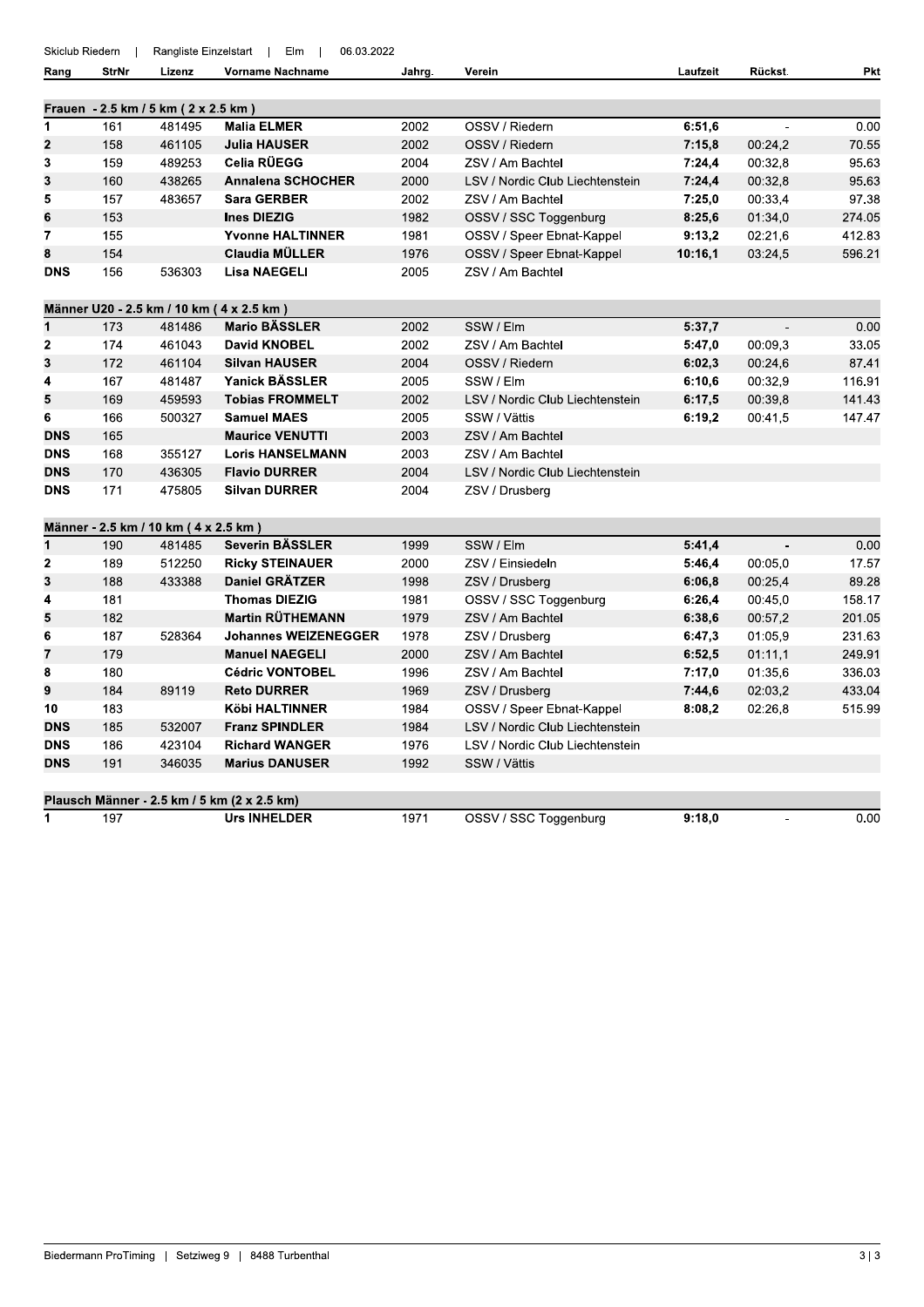Skiclub Riedern | Rangliste Einzelstart | Elm | 06.03.2022

| Rang | StrNr | Lizenz | Vorname Nachname | Jahrg. | Verein | Laufzeit | Rückst. | Pkt |
|---|---|---|---|---|---|---|---|---|
| **Frauen - 2.5 km / 5 km ( 2 x 2.5 km )** | | | | | | | | |
| 1 | 161 | 481495 | **Malia ELMER** | 2002 | OSSV / Riedern | **6:51,6** | - | 0.00 |
| 2 | 158 | 461105 | **Julia HAUSER** | 2002 | OSSV / Riedern | **7:15,8** | 00:24,2 | 70.55 |
| 3 | 159 | 489253 | **Celia RÜEGG** | 2004 | ZSV / Am Bachtel | **7:24,4** | 00:32,8 | 95.63 |
| 3 | 160 | 438265 | **Annalena SCHOCHER** | 2000 | LSV / Nordic Club Liechtenstein | **7:24,4** | 00:32,8 | 95.63 |
| 5 | 157 | 483657 | **Sara GERBER** | 2002 | ZSV / Am Bachtel | **7:25,0** | 00:33,4 | 97.38 |
| 6 | 153 | | **Ines DIEZIG** | 1982 | OSSV / SSC Toggenburg | **8:25,6** | 01:34,0 | 274.05 |
| 7 | 155 | | **Yvonne HALTINNER** | 1981 | OSSV / Speer Ebnat-Kappel | **9:13,2** | 02:21,6 | 412.83 |
| 8 | 154 | | **Claudia MÜLLER** | 1976 | OSSV / Speer Ebnat-Kappel | **10:16,1** | 03:24,5 | 596.21 |
| DNS | 156 | 536303 | **Lisa NAEGELI** | 2005 | ZSV / Am Bachtel | | | |
| **Männer U20 - 2.5 km / 10 km ( 4 x 2.5 km )** | | | | | | | | |
| 1 | 173 | 481486 | **Mario BÄSSLER** | 2002 | SSW / Elm | **5:37,7** | - | 0.00 |
| 2 | 174 | 461043 | **David KNOBEL** | 2002 | ZSV / Am Bachtel | **5:47,0** | 00:09,3 | 33.05 |
| 3 | 172 | 461104 | **Silvan HAUSER** | 2004 | OSSV / Riedern | **6:02,3** | 00:24,6 | 87.41 |
| 4 | 167 | 481487 | **Yanick BÄSSLER** | 2005 | SSW / Elm | **6:10,6** | 00:32,9 | 116.91 |
| 5 | 169 | 459593 | **Tobias FROMMELT** | 2002 | LSV / Nordic Club Liechtenstein | **6:17,5** | 00:39,8 | 141.43 |
| 6 | 166 | 500327 | **Samuel MAES** | 2005 | SSW / Vättis | **6:19,2** | 00:41,5 | 147.47 |
| DNS | 165 | | **Maurice VENUTTI** | 2003 | ZSV / Am Bachtel | | | |
| DNS | 168 | 355127 | **Loris HANSELMANN** | 2003 | ZSV / Am Bachtel | | | |
| DNS | 170 | 436305 | **Flavio DURRER** | 2004 | LSV / Nordic Club Liechtenstein | | | |
| DNS | 171 | 475805 | **Silvan DURRER** | 2004 | ZSV / Drusberg | | | |
| **Männer - 2.5 km / 10 km ( 4 x 2.5 km )** | | | | | | | | |
| 1 | 190 | 481485 | **Severin BÄSSLER** | 1999 | SSW / Elm | **5:41,4** | - | 0.00 |
| 2 | 189 | 512250 | **Ricky STEINAUER** | 2000 | ZSV / Einsiedeln | **5:46,4** | 00:05,0 | 17.57 |
| 3 | 188 | 433388 | **Daniel GRÄTZER** | 1998 | ZSV / Drusberg | **6:06,8** | 00:25,4 | 89.28 |
| 4 | 181 | | **Thomas DIEZIG** | 1981 | OSSV / SSC Toggenburg | **6:26,4** | 00:45,0 | 158.17 |
| 5 | 182 | | **Martin RÜTHEMANN** | 1979 | ZSV / Am Bachtel | **6:38,6** | 00:57,2 | 201.05 |
| 6 | 187 | 528364 | **Johannes WEIZENEGGER** | 1978 | ZSV / Drusberg | **6:47,3** | 01:05,9 | 231.63 |
| 7 | 179 | | **Manuel NAEGELI** | 2000 | ZSV / Am Bachtel | **6:52,5** | 01:11,1 | 249.91 |
| 8 | 180 | | **Cédric VONTOBEL** | 1996 | ZSV / Am Bachtel | **7:17,0** | 01:35,6 | 336.03 |
| 9 | 184 | 89119 | **Reto DURRER** | 1969 | ZSV / Drusberg | **7:44,6** | 02:03,2 | 433.04 |
| 10 | 183 | | **Köbi HALTINNER** | 1984 | OSSV / Speer Ebnat-Kappel | **8:08,2** | 02:26,8 | 515.99 |
| DNS | 185 | 532007 | **Franz SPINDLER** | 1984 | LSV / Nordic Club Liechtenstein | | | |
| DNS | 186 | 423104 | **Richard WANGER** | 1976 | LSV / Nordic Club Liechtenstein | | | |
| DNS | 191 | 346035 | **Marius DANUSER** | 1992 | SSW / Vättis | | | |
| **Plausch Männer - 2.5 km / 5 km (2 x 2.5 km)** | | | | | | | | |
| 1 | 197 | | **Urs INHELDER** | 1971 | OSSV / SSC Toggenburg | **9:18,0** | - | 0.00 |

Biedermann ProTiming | Setziweg 9 | 8488 Turbenthal